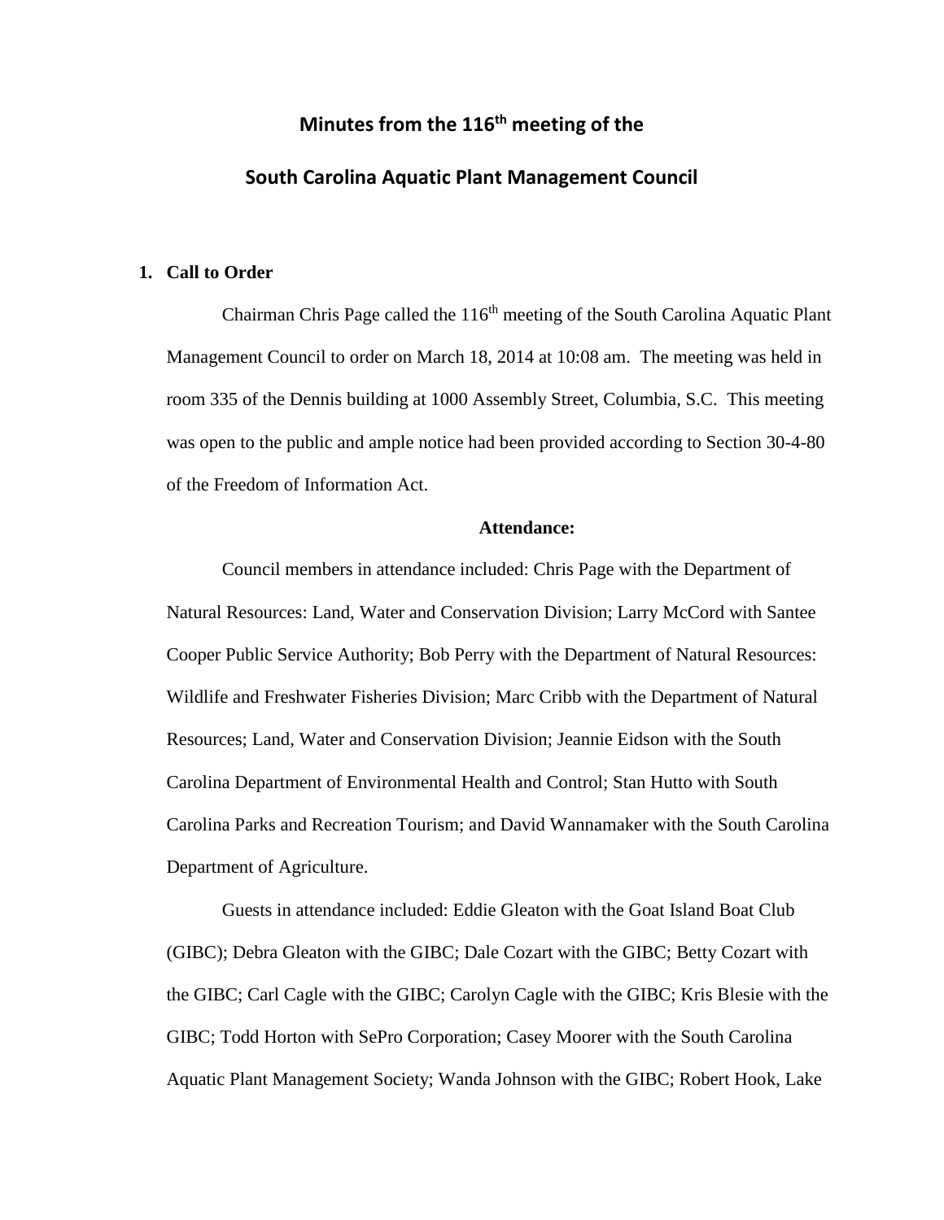# Minutes from the 116th meeting of the

# South Carolina Aquatic Plant Management Council

## 1. Call to Order

Chairman Chris Page called the 116th meeting of the South Carolina Aquatic Plant Management Council to order on March 18, 2014 at 10:08 am. The meeting was held in room 335 of the Dennis building at 1000 Assembly Street, Columbia, S.C. This meeting was open to the public and ample notice had been provided according to Section 30-4-80 of the Freedom of Information Act.

**Attendance:**

Council members in attendance included: Chris Page with the Department of Natural Resources: Land, Water and Conservation Division; Larry McCord with Santee Cooper Public Service Authority; Bob Perry with the Department of Natural Resources: Wildlife and Freshwater Fisheries Division; Marc Cribb with the Department of Natural Resources; Land, Water and Conservation Division; Jeannie Eidson with the South Carolina Department of Environmental Health and Control; Stan Hutto with South Carolina Parks and Recreation Tourism; and David Wannamaker with the South Carolina Department of Agriculture.

Guests in attendance included: Eddie Gleaton with the Goat Island Boat Club (GIBC); Debra Gleaton with the GIBC; Dale Cozart with the GIBC; Betty Cozart with the GIBC; Carl Cagle with the GIBC; Carolyn Cagle with the GIBC; Kris Blesie with the GIBC; Todd Horton with SePro Corporation; Casey Moorer with the South Carolina Aquatic Plant Management Society; Wanda Johnson with the GIBC; Robert Hook, Lake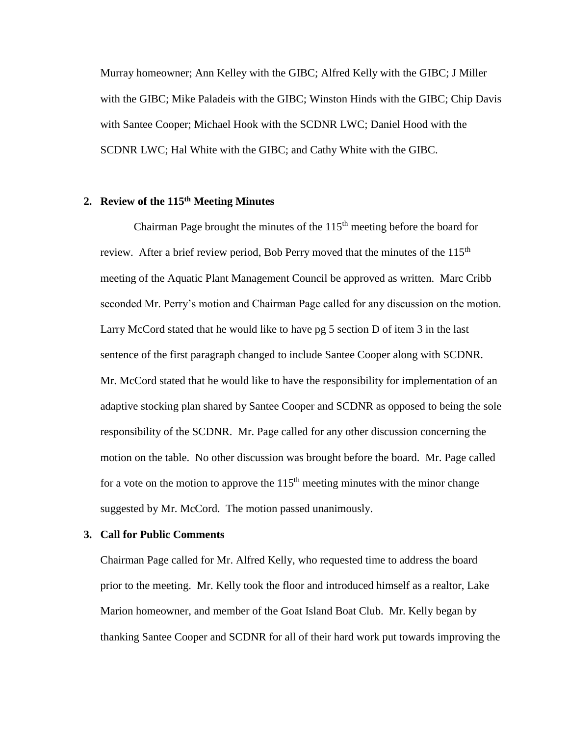Murray homeowner; Ann Kelley with the GIBC; Alfred Kelly with the GIBC; J Miller with the GIBC; Mike Paladeis with the GIBC; Winston Hinds with the GIBC; Chip Davis with Santee Cooper; Michael Hook with the SCDNR LWC; Daniel Hood with the SCDNR LWC; Hal White with the GIBC; and Cathy White with the GIBC.

## 2. Review of the 115th Meeting Minutes

Chairman Page brought the minutes of the 115th meeting before the board for review. After a brief review period, Bob Perry moved that the minutes of the 115th meeting of the Aquatic Plant Management Council be approved as written. Marc Cribb seconded Mr. Perry's motion and Chairman Page called for any discussion on the motion. Larry McCord stated that he would like to have pg 5 section D of item 3 in the last sentence of the first paragraph changed to include Santee Cooper along with SCDNR. Mr. McCord stated that he would like to have the responsibility for implementation of an adaptive stocking plan shared by Santee Cooper and SCDNR as opposed to being the sole responsibility of the SCDNR. Mr. Page called for any other discussion concerning the motion on the table. No other discussion was brought before the board. Mr. Page called for a vote on the motion to approve the 115th meeting minutes with the minor change suggested by Mr. McCord. The motion passed unanimously.

## 3. Call for Public Comments

Chairman Page called for Mr. Alfred Kelly, who requested time to address the board prior to the meeting. Mr. Kelly took the floor and introduced himself as a realtor, Lake Marion homeowner, and member of the Goat Island Boat Club. Mr. Kelly began by thanking Santee Cooper and SCDNR for all of their hard work put towards improving the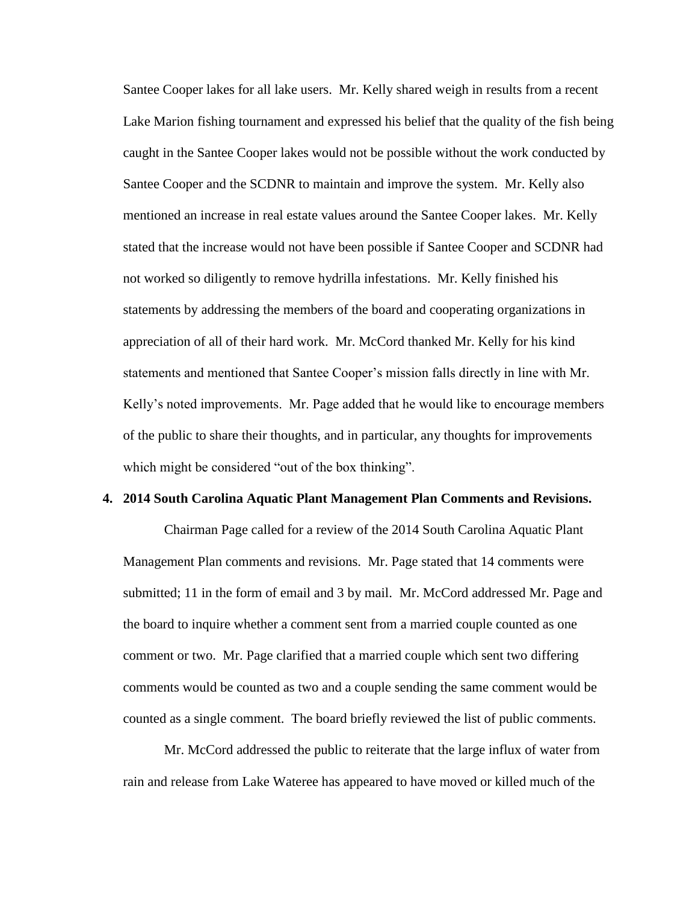Santee Cooper lakes for all lake users. Mr. Kelly shared weigh in results from a recent Lake Marion fishing tournament and expressed his belief that the quality of the fish being caught in the Santee Cooper lakes would not be possible without the work conducted by Santee Cooper and the SCDNR to maintain and improve the system. Mr. Kelly also mentioned an increase in real estate values around the Santee Cooper lakes. Mr. Kelly stated that the increase would not have been possible if Santee Cooper and SCDNR had not worked so diligently to remove hydrilla infestations. Mr. Kelly finished his statements by addressing the members of the board and cooperating organizations in appreciation of all of their hard work. Mr. McCord thanked Mr. Kelly for his kind statements and mentioned that Santee Cooper's mission falls directly in line with Mr. Kelly's noted improvements. Mr. Page added that he would like to encourage members of the public to share their thoughts, and in particular, any thoughts for improvements which might be considered "out of the box thinking".

**4. 2014 South Carolina Aquatic Plant Management Plan Comments and Revisions.**

Chairman Page called for a review of the 2014 South Carolina Aquatic Plant Management Plan comments and revisions. Mr. Page stated that 14 comments were submitted; 11 in the form of email and 3 by mail. Mr. McCord addressed Mr. Page and the board to inquire whether a comment sent from a married couple counted as one comment or two. Mr. Page clarified that a married couple which sent two differing comments would be counted as two and a couple sending the same comment would be counted as a single comment. The board briefly reviewed the list of public comments.

Mr. McCord addressed the public to reiterate that the large influx of water from rain and release from Lake Wateree has appeared to have moved or killed much of the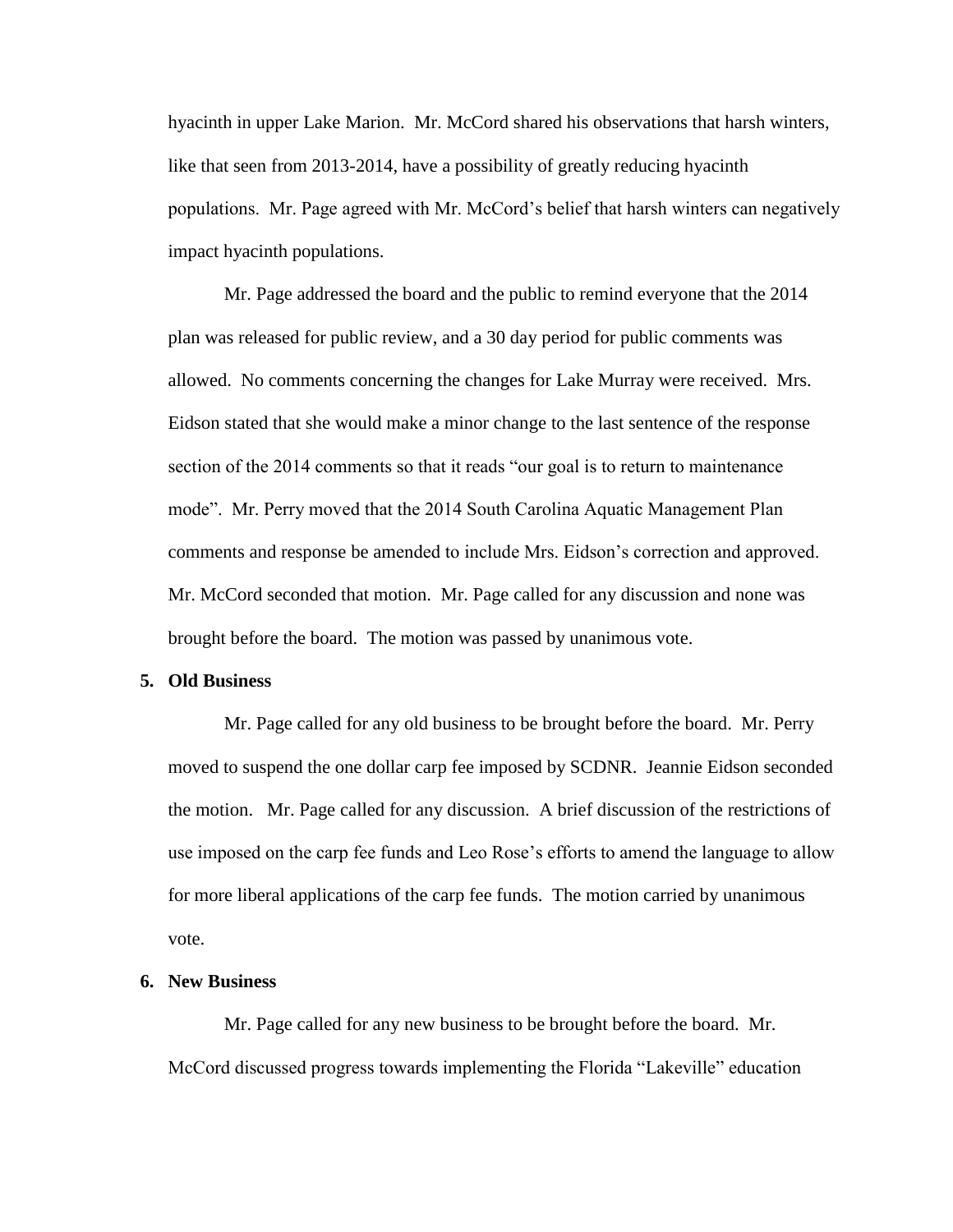hyacinth in upper Lake Marion. Mr. McCord shared his observations that harsh winters, like that seen from 2013-2014, have a possibility of greatly reducing hyacinth populations. Mr. Page agreed with Mr. McCord's belief that harsh winters can negatively impact hyacinth populations.

Mr. Page addressed the board and the public to remind everyone that the 2014 plan was released for public review, and a 30 day period for public comments was allowed. No comments concerning the changes for Lake Murray were received. Mrs. Eidson stated that she would make a minor change to the last sentence of the response section of the 2014 comments so that it reads "our goal is to return to maintenance mode". Mr. Perry moved that the 2014 South Carolina Aquatic Management Plan comments and response be amended to include Mrs. Eidson's correction and approved. Mr. McCord seconded that motion. Mr. Page called for any discussion and none was brought before the board. The motion was passed by unanimous vote.

**5. Old Business**

Mr. Page called for any old business to be brought before the board. Mr. Perry moved to suspend the one dollar carp fee imposed by SCDNR. Jeannie Eidson seconded the motion. Mr. Page called for any discussion. A brief discussion of the restrictions of use imposed on the carp fee funds and Leo Rose's efforts to amend the language to allow for more liberal applications of the carp fee funds. The motion carried by unanimous vote.

**6. New Business**

Mr. Page called for any new business to be brought before the board. Mr. McCord discussed progress towards implementing the Florida "Lakeville" education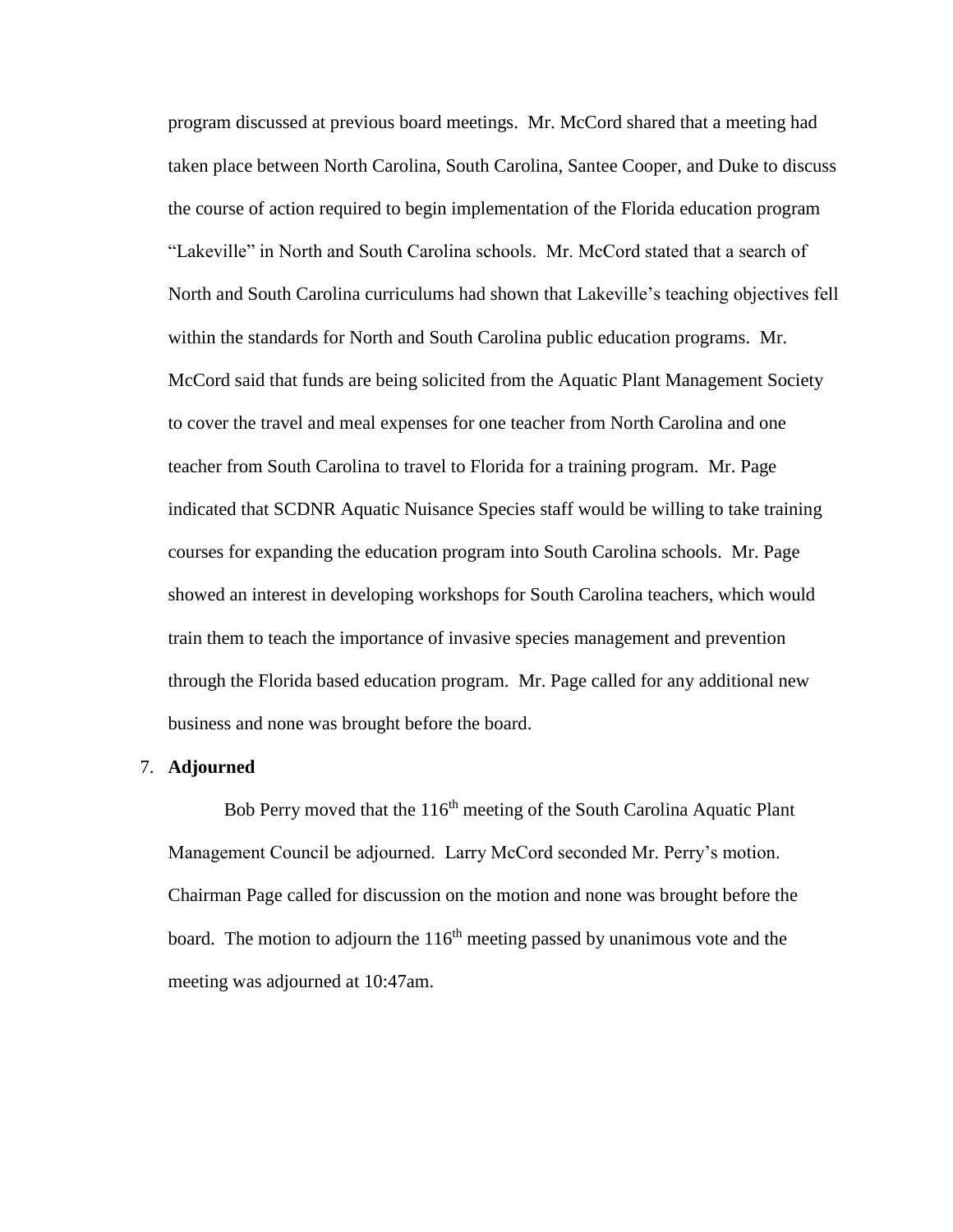program discussed at previous board meetings. Mr. McCord shared that a meeting had taken place between North Carolina, South Carolina, Santee Cooper, and Duke to discuss the course of action required to begin implementation of the Florida education program "Lakeville" in North and South Carolina schools. Mr. McCord stated that a search of North and South Carolina curriculums had shown that Lakeville's teaching objectives fell within the standards for North and South Carolina public education programs. Mr. McCord said that funds are being solicited from the Aquatic Plant Management Society to cover the travel and meal expenses for one teacher from North Carolina and one teacher from South Carolina to travel to Florida for a training program. Mr. Page indicated that SCDNR Aquatic Nuisance Species staff would be willing to take training courses for expanding the education program into South Carolina schools. Mr. Page showed an interest in developing workshops for South Carolina teachers, which would train them to teach the importance of invasive species management and prevention through the Florida based education program. Mr. Page called for any additional new business and none was brought before the board.

7. **Adjourned**

Bob Perry moved that the 116th meeting of the South Carolina Aquatic Plant Management Council be adjourned. Larry McCord seconded Mr. Perry's motion. Chairman Page called for discussion on the motion and none was brought before the board. The motion to adjourn the 116th meeting passed by unanimous vote and the meeting was adjourned at 10:47am.